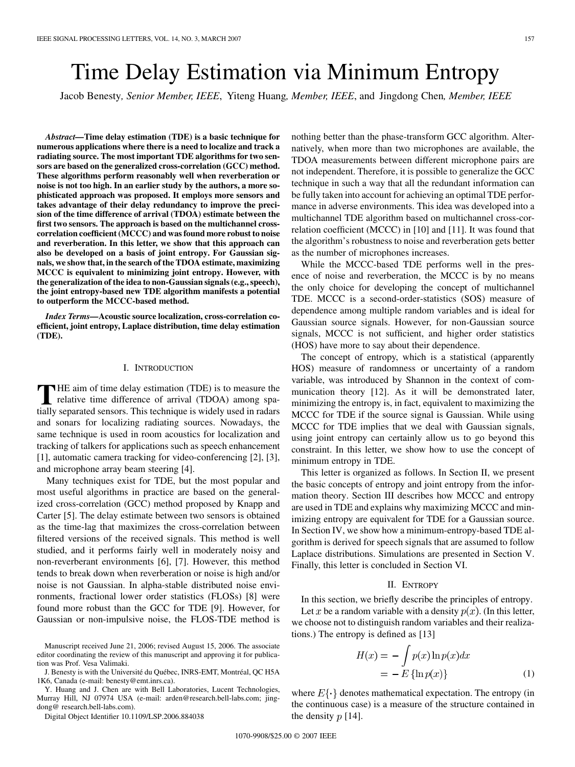# Time Delay Estimation via Minimum Entropy

Jacob Benesty, *Senior Member, IEEE*, Yiteng Huang, *Member, IEEE*, and Jingdong Chen, *Member, IEEE*

***Abstract*—Time delay estimation (TDE) is a basic technique for numerous applications where there is a need to localize and track a radiating source. The most important TDE algorithms for two sensors are based on the generalized cross-correlation (GCC) method. These algorithms perform reasonably well when reverberation or noise is not too high. In an earlier study by the authors, a more sophisticated approach was proposed. It employs more sensors and takes advantage of their delay redundancy to improve the precision of the time difference of arrival (TDOA) estimate between the first two sensors. The approach is based on the multichannel cross-correlation coefficient (MCCC) and was found more robust to noise and reverberation. In this letter, we show that this approach can also be developed on a basis of joint entropy. For Gaussian signals, we show that, in the search of the TDOA estimate, maximizing MCCC is equivalent to minimizing joint entropy. However, with the generalization of the idea to non-Gaussian signals (e.g., speech), the joint entropy-based new TDE algorithm manifests a potential to outperform the MCCC-based method.**

***Index Terms*—Acoustic source localization, cross-correlation coefficient, joint entropy, Laplace distribution, time delay estimation (TDE).**

## I. Introduction

THE aim of time delay estimation (TDE) is to measure the relative time difference of arrival (TDOA) among spatially separated sensors. This technique is widely used in radars and sonars for localizing radiating sources. Nowadays, the same technique is used in room acoustics for localization and tracking of talkers for applications such as speech enhancement [1], automatic camera tracking for video-conferencing [2], [3], and microphone array beam steering [4].

Many techniques exist for TDE, but the most popular and most useful algorithms in practice are based on the generalized cross-correlation (GCC) method proposed by Knapp and Carter [5]. The delay estimate between two sensors is obtained as the time-lag that maximizes the cross-correlation between filtered versions of the received signals. This method is well studied, and it performs fairly well in moderately noisy and non-reverberant environments [6], [7]. However, this method tends to break down when reverberation or noise is high and/or noise is not Gaussian. In alpha-stable distributed noise environments, fractional lower order statistics (FLOSs) [8] were found more robust than the GCC for TDE [9]. However, for Gaussian or non-impulsive noise, the FLOS-TDE method is nothing better than the phase-transform GCC algorithm. Alternatively, when more than two microphones are available, the TDOA measurements between different microphone pairs are not independent. Therefore, it is possible to generalize the GCC technique in such a way that all the redundant information can be fully taken into account for achieving an optimal TDE performance in adverse environments. This idea was developed into a multichannel TDE algorithm based on multichannel cross-correlation coefficient (MCCC) in [10] and [11]. It was found that the algorithm's robustness to noise and reverberation gets better as the number of microphones increases.

While the MCCC-based TDE performs well in the presence of noise and reverberation, the MCCC is by no means the only choice for developing the concept of multichannel TDE. MCCC is a second-order-statistics (SOS) measure of dependence among multiple random variables and is ideal for Gaussian source signals. However, for non-Gaussian source signals, MCCC is not sufficient, and higher order statistics (HOS) have more to say about their dependence.

The concept of entropy, which is a statistical (apparently HOS) measure of randomness or uncertainty of a random variable, was introduced by Shannon in the context of communication theory [12]. As it will be demonstrated later, minimizing the entropy is, in fact, equivalent to maximizing the MCCC for TDE if the source signal is Gaussian. While using MCCC for TDE implies that we deal with Gaussian signals, using joint entropy can certainly allow us to go beyond this constraint. In this letter, we show how to use the concept of minimum entropy in TDE.

This letter is organized as follows. In Section II, we present the basic concepts of entropy and joint entropy from the information theory. Section III describes how MCCC and entropy are used in TDE and explains why maximizing MCCC and minimizing entropy are equivalent for TDE for a Gaussian source. In Section IV, we show how a minimum-entropy-based TDE algorithm is derived for speech signals that are assumed to follow Laplace distributions. Simulations are presented in Section V. Finally, this letter is concluded in Section VI.

## II. Entropy

In this section, we briefly describe the principles of entropy.

Let $x$ be a random variable with a density $p(x)$. (In this letter, we choose not to distinguish random variables and their realizations.) The entropy is defined as [13]

$$
\begin{aligned}
H(x) &= -\int p(x) \ln p(x) dx \\
&= -E\{\ln p(x)\}
\end{aligned}
\tag{1}
$$

where $E\{\cdot\}$ denotes mathematical expectation. The entropy (in the continuous case) is a measure of the structure contained in the density $p$ [14].

Manuscript received June 21, 2006; revised August 15, 2006. The associate editor coordinating the review of this manuscript and approving it for publication was Prof. Vesa Valimaki.

J. Benesty is with the Université du Québec, INRS-EMT, Montréal, QC H5A 1K6, Canada (e-mail: benesty@emt.inrs.ca).

Y. Huang and J. Chen are with Bell Laboratories, Lucent Technologies, Murray Hill, NJ 07974 USA (e-mail: arden@research.bell-labs.com; jingdong@ research.bell-labs.com).

Digital Object Identifier 10.1109/LSP.2006.884038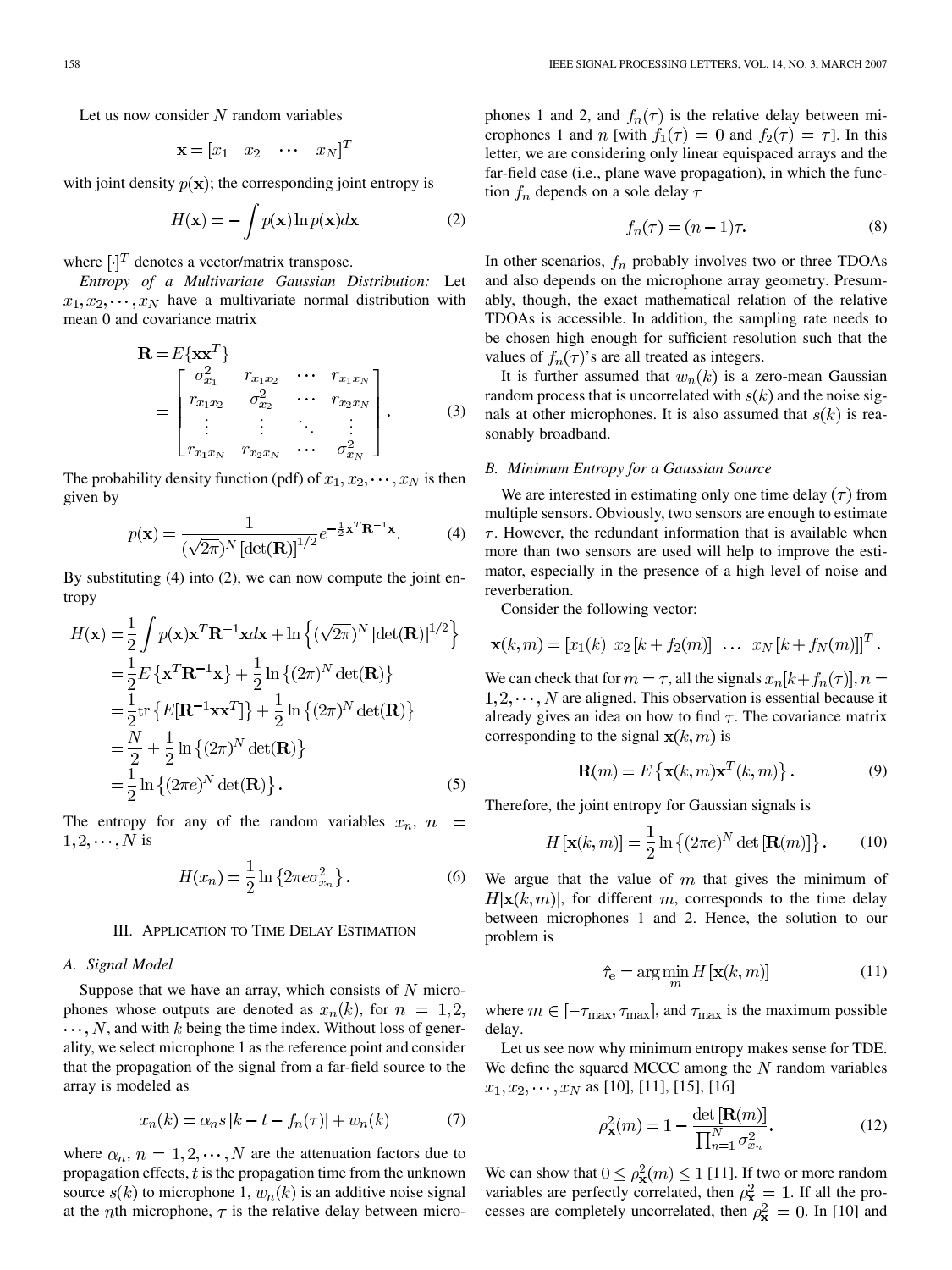Let us now consider $N$ random variables

$$\mathbf{x} = [x_1 \quad x_2 \quad \cdots \quad x_N]^T$$

with joint density $p(\mathbf{x})$; the corresponding joint entropy is

$$H(\mathbf{x}) = -\int p(\mathbf{x}) \ln p(\mathbf{x}) d\mathbf{x} \tag{2}$$

where $[\cdot]^T$ denotes a vector/matrix transpose.

*Entropy of a Multivariate Gaussian Distribution:* Let $x_1, x_2, \cdots, x_N$ have a multivariate normal distribution with mean 0 and covariance matrix

$$\mathbf{R} = E\{\mathbf{x}\mathbf{x}^T\} = \begin{bmatrix} \sigma_{x_1}^2 & r_{x_1x_2} & \cdots & r_{x_1x_N} \\ r_{x_1x_2} & \sigma_{x_2}^2 & \cdots & r_{x_2x_N} \\ \vdots & \vdots & \ddots & \vdots \\ r_{x_1x_N} & r_{x_2x_N} & \cdots & \sigma_{x_N}^2 \end{bmatrix}. \tag{3}$$

The probability density function (pdf) of $x_1, x_2, \cdots, x_N$ is then given by

$$p(\mathbf{x}) = \frac{1}{(\sqrt{2\pi})^N [\det(\mathbf{R})]^{1/2}} e^{-\frac{1}{2}\mathbf{x}^T\mathbf{R}^{-1}\mathbf{x}}. \tag{4}$$

By substituting (4) into (2), we can now compute the joint entropy

$$\begin{aligned} H(\mathbf{x}) &= \frac{1}{2}\int p(\mathbf{x})\mathbf{x}^T\mathbf{R}^{-1}\mathbf{x}d\mathbf{x} + \ln\left\{(\sqrt{2\pi})^N [\det(\mathbf{R})]^{1/2}\right\} \\ &= \frac{1}{2}E\left\{\mathbf{x}^T\mathbf{R}^{-1}\mathbf{x}\right\} + \frac{1}{2}\ln\left\{(2\pi)^N \det(\mathbf{R})\right\} \\ &= \frac{1}{2}\mathrm{tr}\left\{E[\mathbf{R}^{-1}\mathbf{x}\mathbf{x}^T]\right\} + \frac{1}{2}\ln\left\{(2\pi)^N \det(\mathbf{R})\right\} \\ &= \frac{N}{2} + \frac{1}{2}\ln\left\{(2\pi)^N \det(\mathbf{R})\right\} \\ &= \frac{1}{2}\ln\left\{(2\pi e)^N \det(\mathbf{R})\right\}. \end{aligned} \tag{5}$$

The entropy for any of the random variables $x_n$, $n = 1, 2, \cdots, N$ is

$$H(x_n) = \frac{1}{2}\ln\left\{2\pi e \sigma_{x_n}^2\right\}. \tag{6}$$

## III. Application to Time Delay Estimation

### A. Signal Model

Suppose that we have an array, which consists of $N$ microphones whose outputs are denoted as $x_n(k)$, for $n = 1, 2, \cdots, N$, and with $k$ being the time index. Without loss of generality, we select microphone 1 as the reference point and consider that the propagation of the signal from a far-field source to the array is modeled as

$$x_n(k) = \alpha_n s[k - t - f_n(\tau)] + w_n(k) \tag{7}$$

where $\alpha_n$, $n = 1, 2, \cdots, N$ are the attenuation factors due to propagation effects, $t$ is the propagation time from the unknown source $s(k)$ to microphone 1, $w_n(k)$ is an additive noise signal at the $n$th microphone, $\tau$ is the relative delay between microphones 1 and 2, and $f_n(\tau)$ is the relative delay between microphones 1 and $n$ [with $f_1(\tau) = 0$ and $f_2(\tau) = \tau$]. In this letter, we are considering only linear equispaced arrays and the far-field case (i.e., plane wave propagation), in which the function $f_n$ depends on a sole delay $\tau$

$$f_n(\tau) = (n-1)\tau. \tag{8}$$

In other scenarios, $f_n$ probably involves two or three TDOAs and also depends on the microphone array geometry. Presumably, though, the exact mathematical relation of the relative TDOAs is accessible. In addition, the sampling rate needs to be chosen high enough for sufficient resolution such that the values of $f_n(\tau)$'s are all treated as integers.

It is further assumed that $w_n(k)$ is a zero-mean Gaussian random process that is uncorrelated with $s(k)$ and the noise signals at other microphones. It is also assumed that $s(k)$ is reasonably broadband.

### B. Minimum Entropy for a Gaussian Source

We are interested in estimating only one time delay $(\tau)$ from multiple sensors. Obviously, two sensors are enough to estimate $\tau$. However, the redundant information that is available when more than two sensors are used will help to improve the estimator, especially in the presence of a high level of noise and reverberation.

Consider the following vector:

$$\mathbf{x}(k, m) = [x_1(k) \;\; x_2[k + f_2(m)] \;\; \ldots \;\; x_N[k + f_N(m)]]^T.$$

We can check that for $m = \tau$, all the signals $x_n[k + f_n(\tau)]$, $n = 1, 2, \cdots, N$ are aligned. This observation is essential because it already gives an idea on how to find $\tau$. The covariance matrix corresponding to the signal $\mathbf{x}(k, m)$ is

$$\mathbf{R}(m) = E\left\{\mathbf{x}(k, m)\mathbf{x}^T(k, m)\right\}. \tag{9}$$

Therefore, the joint entropy for Gaussian signals is

$$H[\mathbf{x}(k, m)] = \frac{1}{2}\ln\left\{(2\pi e)^N \det[\mathbf{R}(m)]\right\}. \tag{10}$$

We argue that the value of $m$ that gives the minimum of $H[\mathbf{x}(k, m)]$, for different $m$, corresponds to the time delay between microphones 1 and 2. Hence, the solution to our problem is

$$\hat{\tau}_{\mathrm{e}} = \arg\min_m H[\mathbf{x}(k, m)] \tag{11}$$

where $m \in [-\tau_{\max}, \tau_{\max}]$, and $\tau_{\max}$ is the maximum possible delay.

Let us see now why minimum entropy makes sense for TDE. We define the squared MCCC among the $N$ random variables $x_1, x_2, \cdots, x_N$ as [10], [11], [15], [16]

$$\rho_{\mathbf{x}}^2(m) = 1 - \frac{\det[\mathbf{R}(m)]}{\prod_{n=1}^N \sigma_{x_n}^2}. \tag{12}$$

We can show that $0 \le \rho_{\mathbf{x}}^2(m) \le 1$ [11]. If two or more random variables are perfectly correlated, then $\rho_{\mathbf{x}}^2 = 1$. If all the processes are completely uncorrelated, then $\rho_{\mathbf{x}}^2 = 0$. In [10] and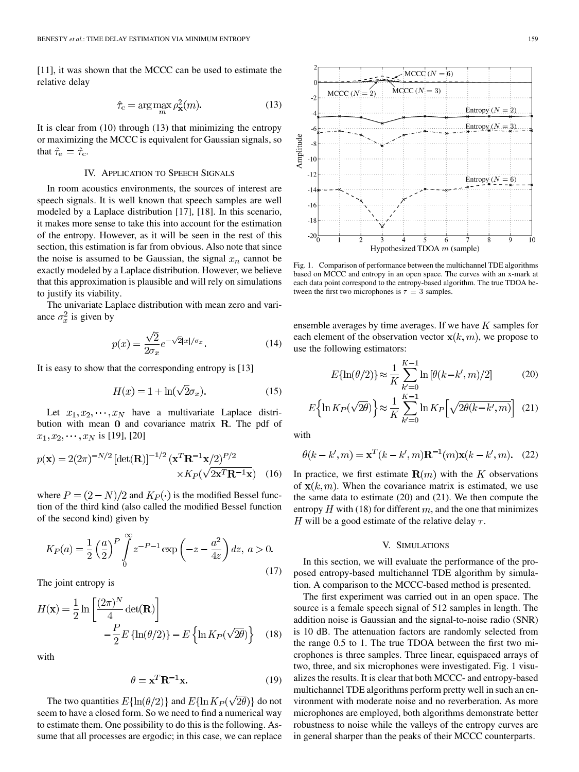[11], it was shown that the MCCC can be used to estimate the relative delay

$$\hat{\tau}_{\rm c} = \arg\max_{m} \rho_{\mathbf{x}}^2(m). \tag{13}$$

It is clear from (10) through (13) that minimizing the entropy or maximizing the MCCC is equivalent for Gaussian signals, so that $\hat{\tau}_{\rm e} = \hat{\tau}_{\rm c}$.

## IV. Application to Speech Signals

In room acoustics environments, the sources of interest are speech signals. It is well known that speech samples are well modeled by a Laplace distribution [17], [18]. In this scenario, it makes more sense to take this into account for the estimation of the entropy. However, as it will be seen in the rest of this section, this estimation is far from obvious. Also note that since the noise is assumed to be Gaussian, the signal $x_n$ cannot be exactly modeled by a Laplace distribution. However, we believe that this approximation is plausible and will rely on simulations to justify its viability.

The univariate Laplace distribution with mean zero and variance $\sigma_x^2$ is given by

$$p(x) = \frac{\sqrt{2}}{2\sigma_x} e^{-\sqrt{2}|x|/\sigma_x}. \tag{14}$$

It is easy to show that the corresponding entropy is [13]

$$H(x) = 1 + \ln(\sqrt{2}\sigma_x). \tag{15}$$

Let $x_1, x_2, \cdots, x_N$ have a multivariate Laplace distribution with mean $\mathbf{0}$ and covariance matrix $\mathbf{R}$. The pdf of $x_1, x_2, \cdots, x_N$ is [19], [20]

$$p(\mathbf{x}) = 2(2\pi)^{-N/2} \left[\det(\mathbf{R})\right]^{-1/2} \left(\mathbf{x}^T\mathbf{R}^{-1}\mathbf{x}/2\right)^{P/2} \times K_P\left(\sqrt{2\mathbf{x}^T\mathbf{R}^{-1}\mathbf{x}}\right) \tag{16}$$

where $P = (2-N)/2$ and $K_P(\cdot)$ is the modified Bessel function of the third kind (also called the modified Bessel function of the second kind) given by

$$K_P(a) = \frac{1}{2}\left(\frac{a}{2}\right)^P \int_0^\infty z^{-P-1} \exp\left(-z - \frac{a^2}{4z}\right) dz, \; a > 0. \tag{17}$$

The joint entropy is

$$H(\mathbf{x}) = \frac{1}{2}\ln\left[\frac{(2\pi)^N}{4}\det(\mathbf{R})\right] - \frac{P}{2}E\left\{\ln(\theta/2)\right\} - E\left\{\ln K_P(\sqrt{2\theta})\right\} \tag{18}$$

with

$$\theta = \mathbf{x}^T\mathbf{R}^{-1}\mathbf{x}. \tag{19}$$

The two quantities $E\{\ln(\theta/2)\}$ and $E\{\ln K_P(\sqrt{2\theta})\}$ do not seem to have a closed form. So we need to find a numerical way to estimate them. One possibility to do this is the following. Assume that all processes are ergodic; in this case, we can replace ensemble averages by time averages. If we have $K$ samples for each element of the observation vector $\mathbf{x}(k, m)$, we propose to use the following estimators:

$$E\{\ln(\theta/2)\} \approx \frac{1}{K}\sum_{k'=0}^{K-1} \ln\left[\theta(k-k', m)/2\right] \tag{20}$$

$$E\left\{\ln K_P(\sqrt{2\theta})\right\} \approx \frac{1}{K}\sum_{k'=0}^{K-1} \ln K_P\left[\sqrt{2\theta(k-k', m)}\right] \tag{21}$$

with

$$\theta(k-k', m) = \mathbf{x}^T(k-k', m)\mathbf{R}^{-1}(m)\mathbf{x}(k-k', m). \tag{22}$$

In practice, we first estimate $\mathbf{R}(m)$ with the $K$ observations of $\mathbf{x}(k, m)$. When the covariance matrix is estimated, we use the same data to estimate (20) and (21). We then compute the entropy $H$ with (18) for different $m$, and the one that minimizes $H$ will be a good estimate of the relative delay $\tau$.

Fig. 1. Comparison of performance between the multichannel TDE algorithms based on MCCC and entropy in an open space. The curves with an x-mark at each data point correspond to the entropy-based algorithm. The true TDOA between the first two microphones is $\tau = 3$ samples.

## V. Simulations

In this section, we will evaluate the performance of the proposed entropy-based multichannel TDE algorithm by simulation. A comparison to the MCCC-based method is presented.

The first experiment was carried out in an open space. The source is a female speech signal of 512 samples in length. The addition noise is Gaussian and the signal-to-noise radio (SNR) is 10 dB. The attenuation factors are randomly selected from the range 0.5 to 1. The true TDOA between the first two microphones is three samples. Three linear, equispaced arrays of two, three, and six microphones were investigated. Fig. 1 visualizes the results. It is clear that both MCCC- and entropy-based multichannel TDE algorithms perform pretty well in such an environment with moderate noise and no reverberation. As more microphones are employed, both algorithms demonstrate better robustness to noise while the valleys of the entropy curves are in general sharper than the peaks of their MCCC counterparts.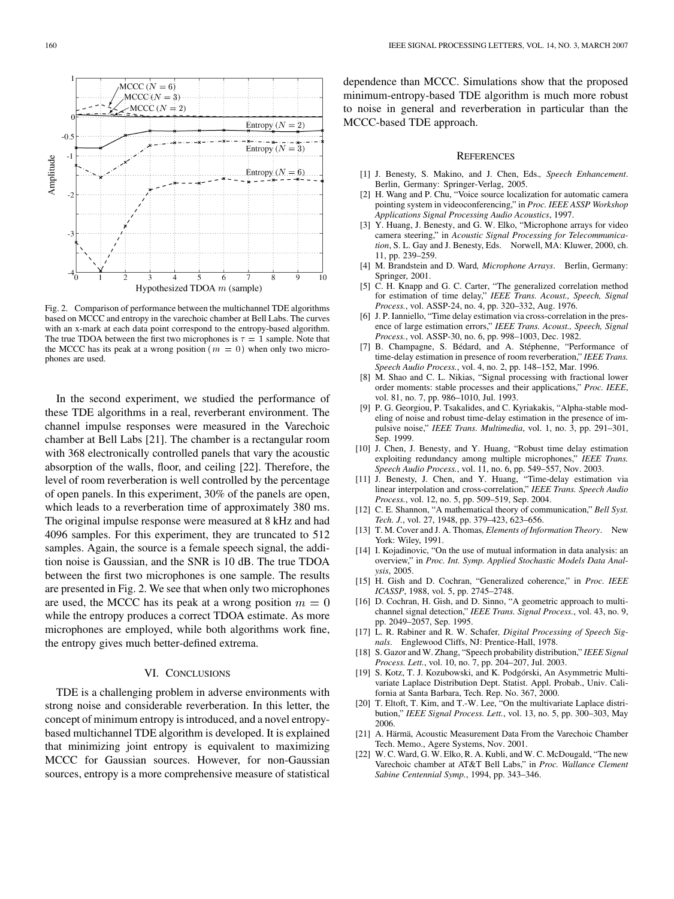MCCC ($N = 6$)
MCCC ($N = 3$)
MCCC ($N = 2$)
Entropy ($N = 2$)
Entropy ($N = 3$)
Entropy ($N = 6$)
Amplitude
1
0
-0.5
-1
-2
-3
-4
0 1 2 3 4 5 6 7 8 9 10
Hypothesized TDOA $m$ (sample)

Fig. 2. Comparison of performance between the multichannel TDE algorithms based on MCCC and entropy in the varechoic chamber at Bell Labs. The curves with an x-mark at each data point correspond to the entropy-based algorithm. The true TDOA between the first two microphones is $\tau = 1$ sample. Note that the MCCC has its peak at a wrong position ($m = 0$) when only two microphones are used.

In the second experiment, we studied the performance of these TDE algorithms in a real, reverberant environment. The channel impulse responses were measured in the Varechoic chamber at Bell Labs [21]. The chamber is a rectangular room with 368 electronically controlled panels that vary the acoustic absorption of the walls, floor, and ceiling [22]. Therefore, the level of room reverberation is well controlled by the percentage of open panels. In this experiment, 30% of the panels are open, which leads to a reverberation time of approximately 380 ms. The original impulse response were measured at 8 kHz and had 4096 samples. For this experiment, they are truncated to 512 samples. Again, the source is a female speech signal, the addition noise is Gaussian, and the SNR is 10 dB. The true TDOA between the first two microphones is one sample. The results are presented in Fig. 2. We see that when only two microphones are used, the MCCC has its peak at a wrong position $m = 0$ while the entropy produces a correct TDOA estimate. As more microphones are employed, while both algorithms work fine, the entropy gives much better-defined extrema.

## VI. Conclusions

TDE is a challenging problem in adverse environments with strong noise and considerable reverberation. In this letter, the concept of minimum entropy is introduced, and a novel entropy-based multichannel TDE algorithm is developed. It is explained that minimizing joint entropy is equivalent to maximizing MCCC for Gaussian sources. However, for non-Gaussian sources, entropy is a more comprehensive measure of statistical dependence than MCCC. Simulations show that the proposed minimum-entropy-based TDE algorithm is much more robust to noise in general and reverberation in particular than the MCCC-based TDE approach.

## References

[1] J. Benesty, S. Makino, and J. Chen, Eds., *Speech Enhancement*. Berlin, Germany: Springer-Verlag, 2005.

[2] H. Wang and P. Chu, "Voice source localization for automatic camera pointing system in videoconferencing," in *Proc. IEEE ASSP Workshop Applications Signal Processing Audio Acoustics*, 1997.

[3] Y. Huang, J. Benesty, and G. W. Elko, "Microphone arrays for video camera steering," in *Acoustic Signal Processing for Telecommunication*, S. L. Gay and J. Benesty, Eds. Norwell, MA: Kluwer, 2000, ch. 11, pp. 239–259.

[4] M. Brandstein and D. Ward, *Microphone Arrays*. Berlin, Germany: Springer, 2001.

[5] C. H. Knapp and G. C. Carter, "The generalized correlation method for estimation of time delay," *IEEE Trans. Acoust., Speech, Signal Process.*, vol. ASSP-24, no. 4, pp. 320–332, Aug. 1976.

[6] J. P. Ianniello, "Time delay estimation via cross-correlation in the presence of large estimation errors," *IEEE Trans. Acoust., Speech, Signal Process.*, vol. ASSP-30, no. 6, pp. 998–1003, Dec. 1982.

[7] B. Champagne, S. Bédard, and A. Stéphenne, "Performance of time-delay estimation in presence of room reverberation," *IEEE Trans. Speech Audio Process.*, vol. 4, no. 2, pp. 148–152, Mar. 1996.

[8] M. Shao and C. L. Nikias, "Signal processing with fractional lower order moments: stable processes and their applications," *Proc. IEEE*, vol. 81, no. 7, pp. 986–1010, Jul. 1993.

[9] P. G. Georgiou, P. Tsakalides, and C. Kyriakakis, "Alpha-stable modeling of noise and robust time-delay estimation in the presence of impulsive noise," *IEEE Trans. Multimedia*, vol. 1, no. 3, pp. 291–301, Sep. 1999.

[10] J. Chen, J. Benesty, and Y. Huang, "Robust time delay estimation exploiting redundancy among multiple microphones," *IEEE Trans. Speech Audio Process.*, vol. 11, no. 6, pp. 549–557, Nov. 2003.

[11] J. Benesty, J. Chen, and Y. Huang, "Time-delay estimation via linear interpolation and cross-correlation," *IEEE Trans. Speech Audio Process.*, vol. 12, no. 5, pp. 509–519, Sep. 2004.

[12] C. E. Shannon, "A mathematical theory of communication," *Bell Syst. Tech. J.*, vol. 27, 1948, pp. 379–423, 623–656.

[13] T. M. Cover and J. A. Thomas, *Elements of Information Theory*. New York: Wiley, 1991.

[14] I. Kojadinovic, "On the use of mutual information in data analysis: an overview," in *Proc. Int. Symp. Applied Stochastic Models Data Analysis*, 2005.

[15] H. Gish and D. Cochran, "Generalized coherence," in *Proc. IEEE ICASSP*, 1988, vol. 5, pp. 2745–2748.

[16] D. Cochran, H. Gish, and D. Sinno, "A geometric approach to multichannel signal detection," *IEEE Trans. Signal Process.*, vol. 43, no. 9, pp. 2049–2057, Sep. 1995.

[17] L. R. Rabiner and R. W. Schafer, *Digital Processing of Speech Signals*. Englewood Cliffs, NJ: Prentice-Hall, 1978.

[18] S. Gazor and W. Zhang, "Speech probability distribution," *IEEE Signal Process. Lett.*, vol. 10, no. 7, pp. 204–207, Jul. 2003.

[19] S. Kotz, T. J. Kozubowski, and K. Podgórski, An Asymmetric Multivariate Laplace Distribution Dept. Statist. Appl. Probab., Univ. California at Santa Barbara, Tech. Rep. No. 367, 2000.

[20] T. Eltoft, T. Kim, and T.-W. Lee, "On the multivariate Laplace distribution," *IEEE Signal Process. Lett.*, vol. 13, no. 5, pp. 300–303, May 2006.

[21] A. Härmä, Acoustic Measurement Data From the Varechoic Chamber Tech. Memo., Agere Systems, Nov. 2001.

[22] W. C. Ward, G. W. Elko, R. A. Kubli, and W. C. McDougald, "The new Varechoic chamber at AT&T Bell Labs," in *Proc. Wallance Clement Sabine Centennial Symp.*, 1994, pp. 343–346.